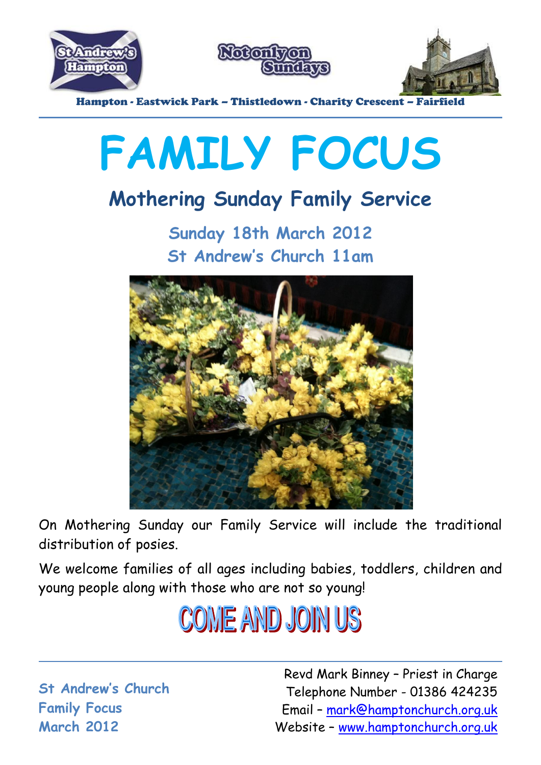St Andrew's Hampton

Not only on Sundays

Hampton - Eastwick Park – Thistledown - Charity Crescent – Fairfield

# FAMILY FOCUS

## Mothering Sunday Family Service

### Sunday 18th March 2012
### St Andrew's Church 11am

On Mothering Sunday our Family Service will include the traditional distribution of posies.

We welcome families of all ages including babies, toddlers, children and young people along with those who are not so young!

**COME AND JOIN US**

**St Andrew's Church**
**Family Focus**
**March 2012**

Revd Mark Binney – Priest in Charge
Telephone Number - 01386 424235
Email – mark@hamptonchurch.org.uk
Website – www.hamptonchurch.org.uk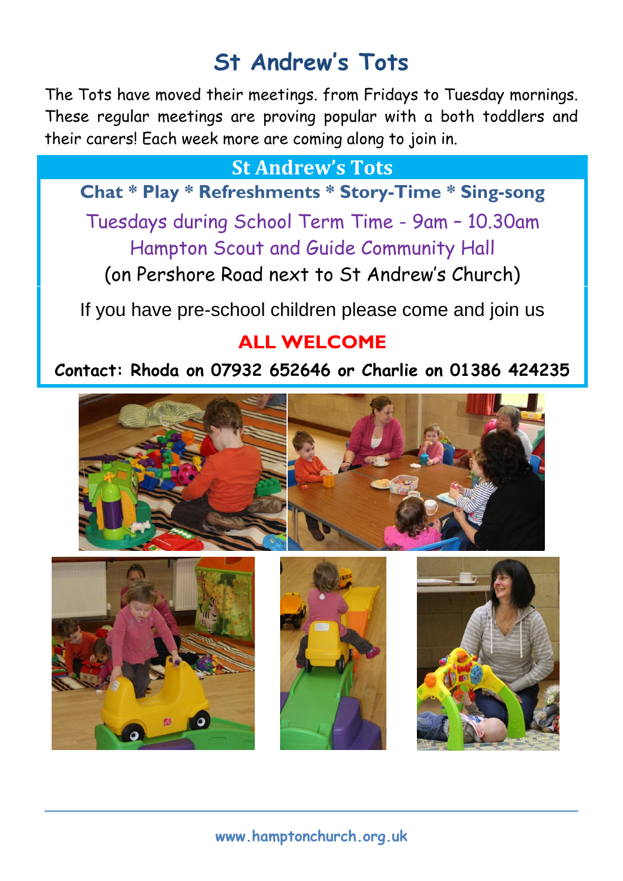# St Andrew's Tots

The Tots have moved their meetings. from Fridays to Tuesday mornings. These regular meetings are proving popular with a both toddlers and their carers! Each week more are coming along to join in.

## St Andrew's Tots

**Chat * Play * Refreshments * Story-Time * Sing-song**

Tuesdays during School Term Time - 9am – 10.30am

Hampton Scout and Guide Community Hall

(on Pershore Road next to St Andrew's Church)

If you have pre-school children please come and join us

**ALL WELCOME**

**Contact: Rhoda on 07932 652646 or Charlie on 01386 424235**

www.hamptonchurch.org.uk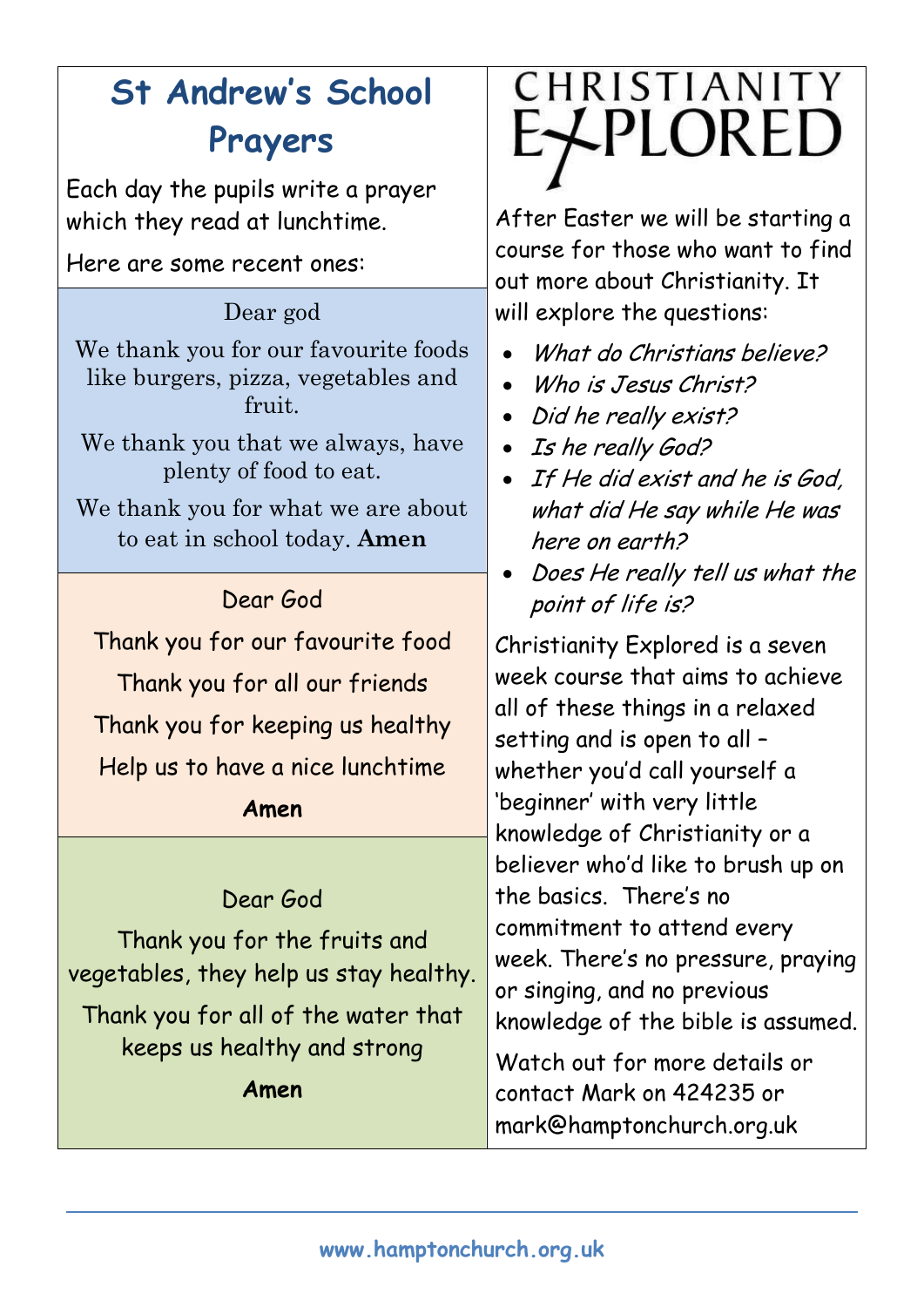# St Andrew's School Prayers

Each day the pupils write a prayer which they read at lunchtime.

Here are some recent ones:

Dear god

We thank you for our favourite foods like burgers, pizza, vegetables and fruit.

We thank you that we always, have plenty of food to eat.

We thank you for what we are about to eat in school today. **Amen**

Dear God

Thank you for our favourite food

Thank you for all our friends

Thank you for keeping us healthy

Help us to have a nice lunchtime

**Amen**

Dear God

Thank you for the fruits and vegetables, they help us stay healthy.

Thank you for all of the water that keeps us healthy and strong

**Amen**

# CHRISTIANITY EXPLORED

After Easter we will be starting a course for those who want to find out more about Christianity. It will explore the questions:

- *What do Christians believe?*
- *Who is Jesus Christ?*
- *Did he really exist?*
- *Is he really God?*
- *If He did exist and he is God, what did He say while He was here on earth?*
- *Does He really tell us what the point of life is?*

Christianity Explored is a seven week course that aims to achieve all of these things in a relaxed setting and is open to all – whether you'd call yourself a 'beginner' with very little knowledge of Christianity or a believer who'd like to brush up on the basics. There's no commitment to attend every week. There's no pressure, praying or singing, and no previous knowledge of the bible is assumed.

Watch out for more details or contact Mark on 424235 or mark@hamptonchurch.org.uk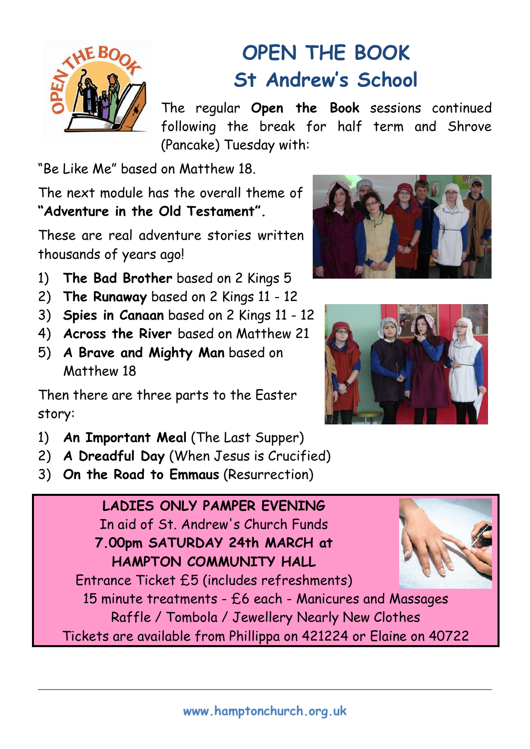# OPEN THE BOOK
## St Andrew's School

The regular **Open the Book** sessions continued following the break for half term and Shrove (Pancake) Tuesday with:

"Be Like Me" based on Matthew 18.

The next module has the overall theme of **"Adventure in the Old Testament".**

These are real adventure stories written thousands of years ago!

1) **The Bad Brother** based on 2 Kings 5
2) **The Runaway** based on 2 Kings 11 - 12
3) **Spies in Canaan** based on 2 Kings 11 - 12
4) **Across the River** based on Matthew 21
5) **A Brave and Mighty Man** based on Matthew 18

Then there are three parts to the Easter story:

1) **An Important Meal** (The Last Supper)
2) **A Dreadful Day** (When Jesus is Crucified)
3) **On the Road to Emmaus** (Resurrection)

**LADIES ONLY PAMPER EVENING**
In aid of St. Andrew's Church Funds
**7.00pm SATURDAY 24th MARCH at**
**HAMPTON COMMUNITY HALL**
Entrance Ticket £5 (includes refreshments)
15 minute treatments - £6 each - Manicures and Massages
Raffle / Tombola / Jewellery Nearly New Clothes
Tickets are available from Phillippa on 421224 or Elaine on 40722